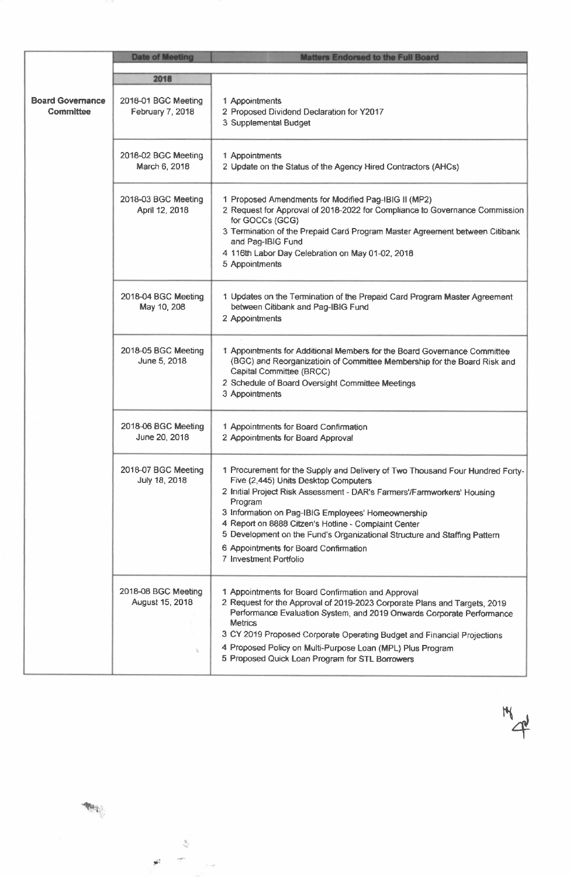| | Date of Meeting | Matters Endorsed to the Full Board |
|---|---|---|
| | 2018 | |
| Board Governance Committee | 2018-01 BGC Meeting<br>February 7, 2018 | 1 Appointments<br>2 Proposed Dividend Declaration for Y2017<br>3 Supplemental Budget |
| | 2018-02 BGC Meeting<br>March 6, 2018 | 1 Appointments<br>2 Update on the Status of the Agency Hired Contractors (AHCs) |
| | 2018-03 BGC Meeting<br>April 12, 2018 | 1 Proposed Amendments for Modified Pag-IBIG II (MP2)<br>2 Request for Approval of 2018-2022 for Compliance to Governance Commission for GOCCs (GCG)<br>3 Termination of the Prepaid Card Program Master Agreement between Citibank and Pag-IBIG Fund<br>4 116th Labor Day Celebration on May 01-02, 2018<br>5 Appointments |
| | 2018-04 BGC Meeting<br>May 10, 208 | 1 Updates on the Termination of the Prepaid Card Program Master Agreement between Citibank and Pag-IBIG Fund<br>2 Appointments |
| | 2018-05 BGC Meeting<br>June 5, 2018 | 1 Appointments for Additional Members for the Board Governance Committee (BGC) and Reorganizatioin of Committee Membership for the Board Risk and Capital Committee (BRCC)<br>2 Schedule of Board Oversight Committee Meetings<br>3 Appointments |
| | 2018-06 BGC Meeting<br>June 20, 2018 | 1 Appointments for Board Confirmation<br>2 Appointments for Board Approval |
| | 2018-07 BGC Meeting<br>July 18, 2018 | 1 Procurement for the Supply and Delivery of Two Thousand Four Hundred Forty-Five (2,445) Units Desktop Computers<br>2 Initial Project Risk Assessment - DAR's Farmers'/Farmworkers' Housing Program<br>3 Information on Pag-IBIG Employees' Homeownership<br>4 Report on 8888 Citzen's Hotline - Complaint Center<br>5 Development on the Fund's Organizational Structure and Staffing Pattern<br>6 Appointments for Board Confirmation<br>7 Investment Portfolio |
| | 2018-08 BGC Meeting<br>August 15, 2018 | 1 Appointments for Board Confirmation and Approval<br>2 Request for the Approval of 2019-2023 Corporate Plans and Targets, 2019 Performance Evaluation System, and 2019 Onwards Corporate Performance Metrics<br>3 CY 2019 Proposed Corporate Operating Budget and Financial Projections<br>4 Proposed Policy on Multi-Purpose Loan (MPL) Plus Program<br>5 Proposed Quick Loan Program for STL Borrowers |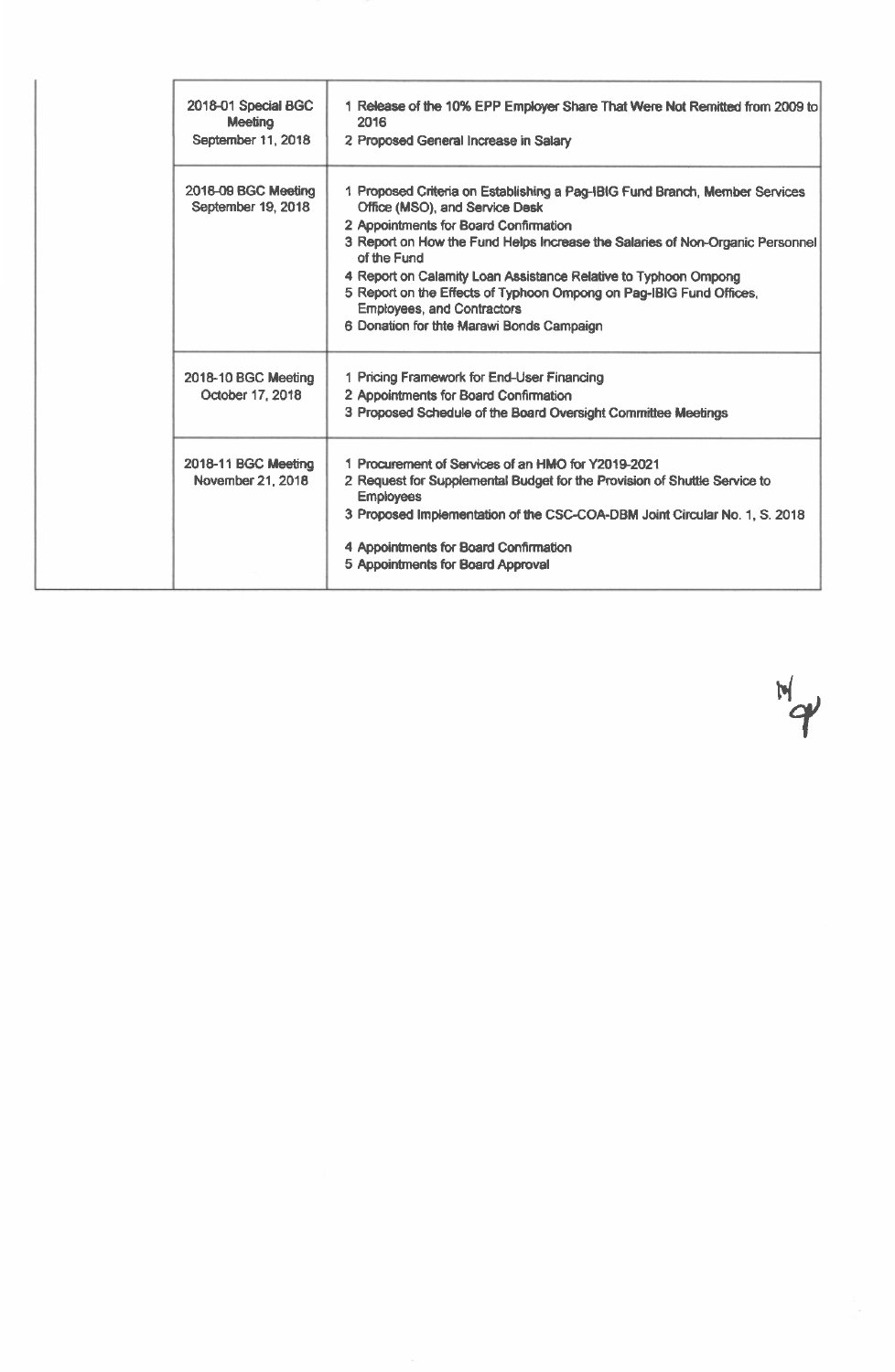| | | |
|---|---|---|
| | 2018-01 Special BGC Meeting<br>September 11, 2018 | 1 Release of the 10% EPP Employer Share That Were Not Remitted from 2009 to 2016<br>2 Proposed General Increase in Salary |
| | 2018-09 BGC Meeting<br>September 19, 2018 | 1 Proposed Criteria on Establishing a Pag-IBIG Fund Branch, Member Services Office (MSO), and Service Desk<br>2 Appointments for Board Confirmation<br>3 Report on How the Fund Helps Increase the Salaries of Non-Organic Personnel of the Fund<br>4 Report on Calamity Loan Assistance Relative to Typhoon Ompong<br>5 Report on the Effects of Typhoon Ompong on Pag-IBIG Fund Offices, Employees, and Contractors<br>6 Donation for thte Marawi Bonds Campaign |
| | 2018-10 BGC Meeting<br>October 17, 2018 | 1 Pricing Framework for End-User Financing<br>2 Appointments for Board Confirmation<br>3 Proposed Schedule of the Board Oversight Committee Meetings |
| | 2018-11 BGC Meeting<br>November 21, 2018 | 1 Procurement of Services of an HMO for Y2019-2021<br>2 Request for Supplemental Budget for the Provision of Shuttle Service to Employees<br>3 Proposed Implementation of the CSC-COA-DBM Joint Circular No. 1, S. 2018<br>4 Appointments for Board Confirmation<br>5 Appointments for Board Approval |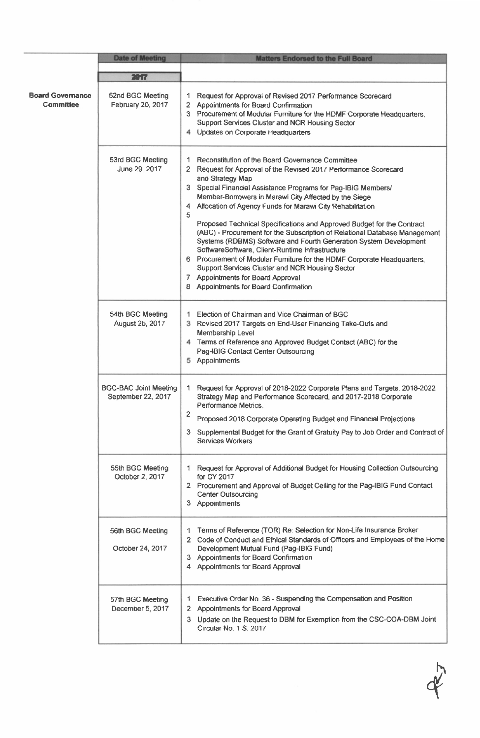| | Date of Meeting | Matters Endorsed to the Full Board |
|---|---|---|
| | **2017** | |
| **Board Governance Committee** | 52nd BGC Meeting<br>February 20, 2017 | 1 Request for Approval of Revised 2017 Performance Scorecard<br>2 Appointments for Board Confirmation<br>3 Procurement of Modular Furniture for the HDMF Corporate Headquarters, Support Services Cluster and NCR Housing Sector<br>4 Updates on Corporate Headquarters |
| | 53rd BGC Meeting<br>June 29, 2017 | 1 Reconstitution of the Board Governance Committee<br>2 Request for Approval of the Revised 2017 Performance Scorecard and Strategy Map<br>3 Special Financial Assistance Programs for Pag-IBIG Members/ Member-Borrowers in Marawi City Affected by the Siege<br>4 Allocation of Agency Funds for Marawi City Rehabilitation<br>5 Proposed Technical Specifications and Approved Budget for the Contract (ABC) - Procurement for the Subscription of Relational Database Management Systems (RDBMS) Software and Fourth Generation System Development SoftwareSoftware, Client-Runtime Infrastructure<br>6 Procurement of Modular Furniture for the HDMF Corporate Headquarters, Support Services Cluster and NCR Housing Sector<br>7 Appointments for Board Approval<br>8 Appointments for Board Confirmation |
| | 54th BGC Meeting<br>August 25, 2017 | 1 Election of Chairman and Vice Chairman of BGC<br>3 Revised 2017 Targets on End-User Financing Take-Outs and Membership Level<br>4 Terms of Reference and Approved Budget Contact (ABC) for the Pag-IBIG Contact Center Outsourcing<br>5 Appointments |
| | BGC-BAC Joint Meeting<br>September 22, 2017 | 1 Request for Approval of 2018-2022 Corporate Plans and Targets, 2018-2022 Strategy Map and Performance Scorecard, and 2017-2018 Corporate Performance Metrics.<br>2 Proposed 2018 Corporate Operating Budget and Financial Projections<br>3 Supplemental Budget for the Grant of Gratuity Pay to Job Order and Contract of Services Workers |
| | 55th BGC Meeting<br>October 2, 2017 | 1 Request for Approval of Additional Budget for Housing Collection Outsourcing for CY 2017<br>2 Procurement and Approval of Budget Ceiling for the Pag-IBIG Fund Contact Center Outsourcing<br>3 Appointments |
| | 56th BGC Meeting<br>October 24, 2017 | 1 Terms of Reference (TOR) Re: Selection for Non-Life Insurance Broker<br>2 Code of Conduct and Ethical Standards of Officers and Employees of the Home Development Mutual Fund (Pag-IBIG Fund)<br>3 Appointments for Board Confirmation<br>4 Appointments for Board Approval |
| | 57th BGC Meeting<br>December 5, 2017 | 1 Executive Order No. 36 - Suspending the Compensation and Position<br>2 Appointments for Board Approval<br>3 Update on the Request to DBM for Exemption from the CSC-COA-DBM Joint Circular No. 1 S. 2017 |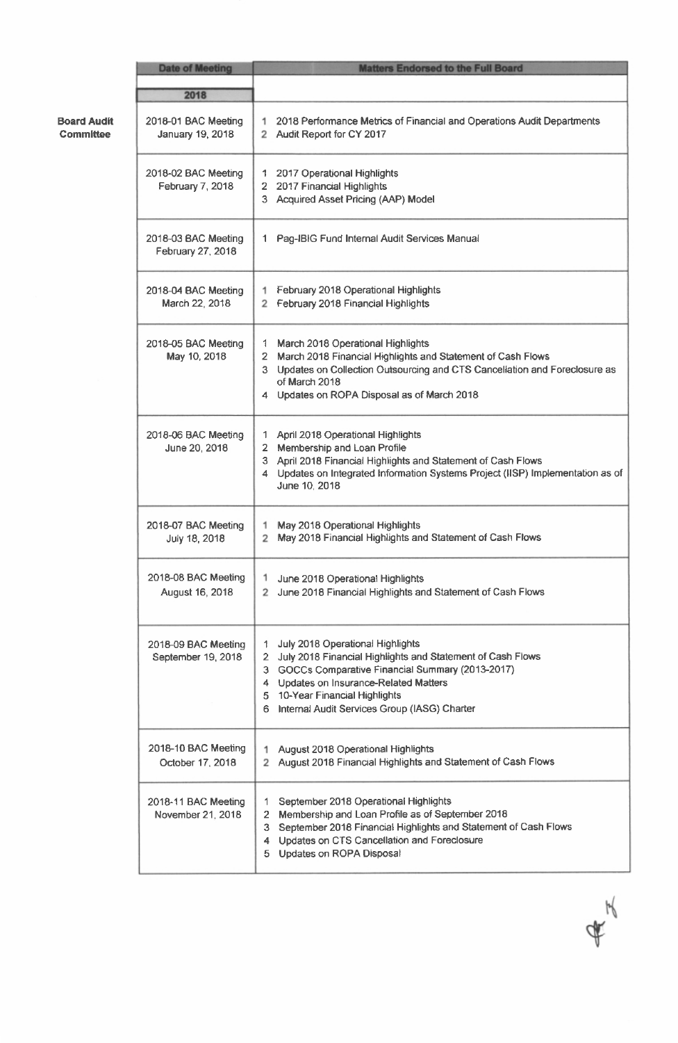| | Date of Meeting | Matters Endorsed to the Full Board |
|---|---|---|
| | **2018** | |
| **Board Audit Committee** | 2018-01 BAC Meeting<br>January 19, 2018 | 1 2018 Performance Metrics of Financial and Operations Audit Departments<br>2 Audit Report for CY 2017 |
| | 2018-02 BAC Meeting<br>February 7, 2018 | 1 2017 Operational Highlights<br>2 2017 Financial Highlights<br>3 Acquired Asset Pricing (AAP) Model |
| | 2018-03 BAC Meeting<br>February 27, 2018 | 1 Pag-IBIG Fund Internal Audit Services Manual |
| | 2018-04 BAC Meeting<br>March 22, 2018 | 1 February 2018 Operational Highlights<br>2 February 2018 Financial Highlights |
| | 2018-05 BAC Meeting<br>May 10, 2018 | 1 March 2018 Operational Highlights<br>2 March 2018 Financial Highlights and Statement of Cash Flows<br>3 Updates on Collection Outsourcing and CTS Cancellation and Foreclosure as of March 2018<br>4 Updates on ROPA Disposal as of March 2018 |
| | 2018-06 BAC Meeting<br>June 20, 2018 | 1 April 2018 Operational Highlights<br>2 Membership and Loan Profile<br>3 April 2018 Financial Highlights and Statement of Cash Flows<br>4 Updates on Integrated Information Systems Project (IISP) Implementation as of June 10, 2018 |
| | 2018-07 BAC Meeting<br>July 18, 2018 | 1 May 2018 Operational Highlights<br>2 May 2018 Financial Highlights and Statement of Cash Flows |
| | 2018-08 BAC Meeting<br>August 16, 2018 | 1 June 2018 Operational Highlights<br>2 June 2018 Financial Highlights and Statement of Cash Flows |
| | 2018-09 BAC Meeting<br>September 19, 2018 | 1 July 2018 Operational Highlights<br>2 July 2018 Financial Highlights and Statement of Cash Flows<br>3 GOCCs Comparative Financial Summary (2013-2017)<br>4 Updates on Insurance-Related Matters<br>5 10-Year Financial Highlights<br>6 Internal Audit Services Group (IASG) Charter |
| | 2018-10 BAC Meeting<br>October 17, 2018 | 1 August 2018 Operational Highlights<br>2 August 2018 Financial Highlights and Statement of Cash Flows |
| | 2018-11 BAC Meeting<br>November 21, 2018 | 1 September 2018 Operational Highlights<br>2 Membership and Loan Profile as of September 2018<br>3 September 2018 Financial Highlights and Statement of Cash Flows<br>4 Updates on CTS Cancellation and Foreclosure<br>5 Updates on ROPA Disposal |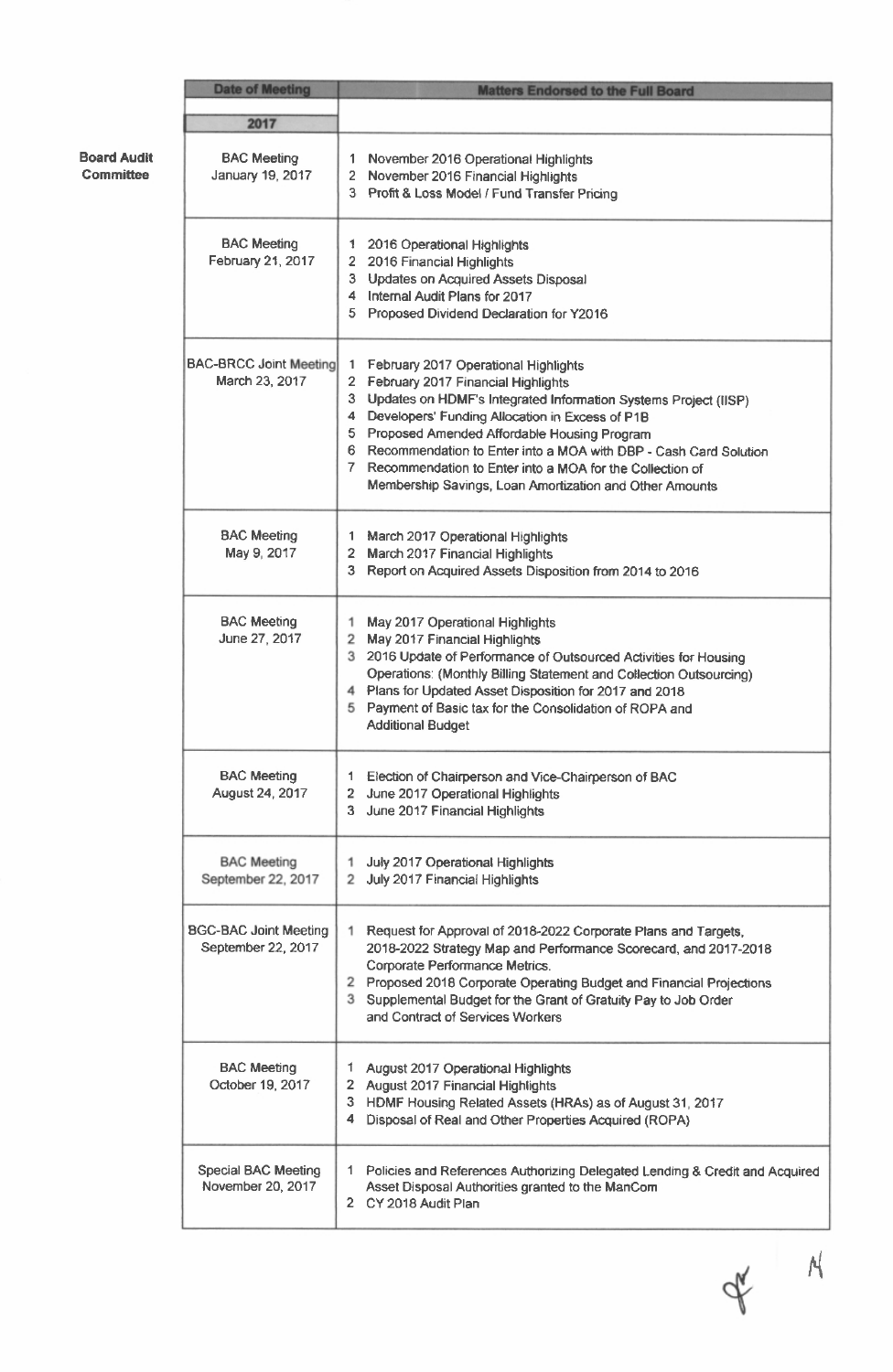**Board Audit Committee**

| Date of Meeting | Matters Endorsed to the Full Board |
|---|---|
| **2017** | |
| BAC Meeting January 19, 2017 | 1 November 2016 Operational Highlights<br>2 November 2016 Financial Highlights<br>3 Profit & Loss Model / Fund Transfer Pricing |
| BAC Meeting February 21, 2017 | 1 2016 Operational Highlights<br>2 2016 Financial Highlights<br>3 Updates on Acquired Assets Disposal<br>4 Internal Audit Plans for 2017<br>5 Proposed Dividend Declaration for Y2016 |
| BAC-BRCC Joint Meeting March 23, 2017 | 1 February 2017 Operational Highlights<br>2 February 2017 Financial Highlights<br>3 Updates on HDMF's Integrated Information Systems Project (IISP)<br>4 Developers' Funding Allocation in Excess of P1B<br>5 Proposed Amended Affordable Housing Program<br>6 Recommendation to Enter into a MOA with DBP - Cash Card Solution<br>7 Recommendation to Enter into a MOA for the Collection of Membership Savings, Loan Amortization and Other Amounts |
| BAC Meeting May 9, 2017 | 1 March 2017 Operational Highlights<br>2 March 2017 Financial Highlights<br>3 Report on Acquired Assets Disposition from 2014 to 2016 |
| BAC Meeting June 27, 2017 | 1 May 2017 Operational Highlights<br>2 May 2017 Financial Highlights<br>3 2016 Update of Performance of Outsourced Activities for Housing Operations: (Monthly Billing Statement and Collection Outsourcing)<br>4 Plans for Updated Asset Disposition for 2017 and 2018<br>5 Payment of Basic tax for the Consolidation of ROPA and Additional Budget |
| BAC Meeting August 24, 2017 | 1 Election of Chairperson and Vice-Chairperson of BAC<br>2 June 2017 Operational Highlights<br>3 June 2017 Financial Highlights |
| BAC Meeting September 22, 2017 | 1 July 2017 Operational Highlights<br>2 July 2017 Financial Highlights |
| BGC-BAC Joint Meeting September 22, 2017 | 1 Request for Approval of 2018-2022 Corporate Plans and Targets, 2018-2022 Strategy Map and Performance Scorecard, and 2017-2018 Corporate Performance Metrics.<br>2 Proposed 2018 Corporate Operating Budget and Financial Projections<br>3 Supplemental Budget for the Grant of Gratuity Pay to Job Order and Contract of Services Workers |
| BAC Meeting October 19, 2017 | 1 August 2017 Operational Highlights<br>2 August 2017 Financial Highlights<br>3 HDMF Housing Related Assets (HRAs) as of August 31, 2017<br>4 Disposal of Real and Other Properties Acquired (ROPA) |
| Special BAC Meeting November 20, 2017 | 1 Policies and References Authorizing Delegated Lending & Credit and Acquired Asset Disposal Authorities granted to the ManCom<br>2 CY 2018 Audit Plan |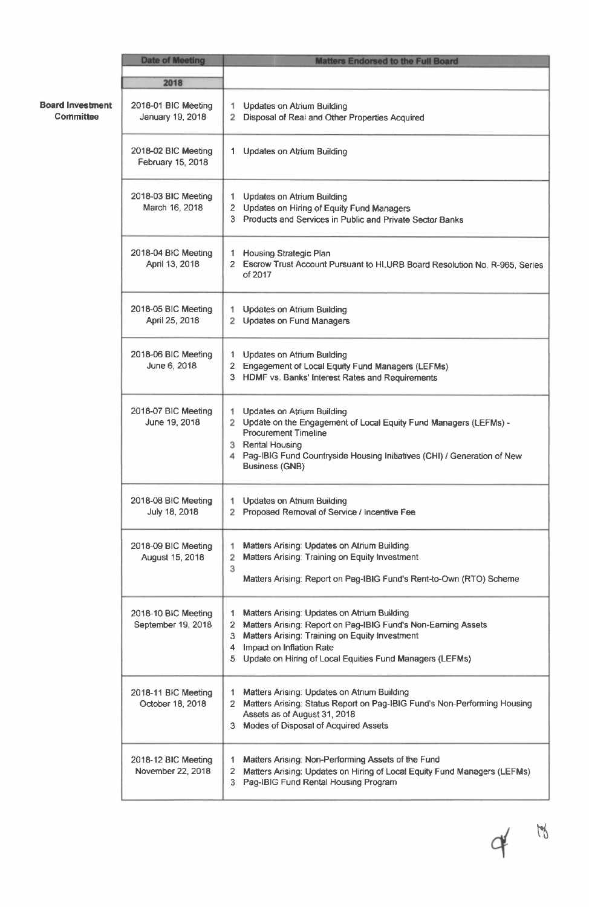| | Date of Meeting | Matters Endorsed to the Full Board |
|---|---|---|
| | 2018 | |
| Board Investment Committee | 2018-01 BIC Meeting January 19, 2018 | 1 Updates on Atrium Building<br>2 Disposal of Real and Other Properties Acquired |
| | 2018-02 BIC Meeting February 15, 2018 | 1 Updates on Atrium Building |
| | 2018-03 BIC Meeting March 16, 2018 | 1 Updates on Atrium Building<br>2 Updates on Hiring of Equity Fund Managers<br>3 Products and Services in Public and Private Sector Banks |
| | 2018-04 BIC Meeting April 13, 2018 | 1 Housing Strategic Plan<br>2 Escrow Trust Account Pursuant to HLURB Board Resolution No. R-965, Series of 2017 |
| | 2018-05 BIC Meeting April 25, 2018 | 1 Updates on Atrium Building<br>2 Updates on Fund Managers |
| | 2018-06 BIC Meeting June 6, 2018 | 1 Updates on Atrium Building<br>2 Engagement of Local Equity Fund Managers (LEFMs)<br>3 HDMF vs. Banks' Interest Rates and Requirements |
| | 2018-07 BIC Meeting June 19, 2018 | 1 Updates on Atrium Building<br>2 Update on the Engagement of Local Equity Fund Managers (LEFMs) - Procurement Timeline<br>3 Rental Housing<br>4 Pag-IBIG Fund Countryside Housing Initiatives (CHI) / Generation of New Business (GNB) |
| | 2018-08 BIC Meeting July 18, 2018 | 1 Updates on Atrium Building<br>2 Proposed Removal of Service / Incentive Fee |
| | 2018-09 BIC Meeting August 15, 2018 | 1 Matters Arising: Updates on Atrium Building<br>2 Matters Arising: Training on Equity Investment<br>3 Matters Arising: Report on Pag-IBIG Fund's Rent-to-Own (RTO) Scheme |
| | 2018-10 BIC Meeting September 19, 2018 | 1 Matters Arising: Updates on Atrium Building<br>2 Matters Arising: Report on Pag-IBIG Fund's Non-Earning Assets<br>3 Matters Arising: Training on Equity Investment<br>4 Impact on Inflation Rate<br>5 Update on Hiring of Local Equities Fund Managers (LEFMs) |
| | 2018-11 BIC Meeting October 18, 2018 | 1 Matters Arising: Updates on Atrium Building<br>2 Matters Arising: Status Report on Pag-IBIG Fund's Non-Performing Housing Assets as of August 31, 2018<br>3 Modes of Disposal of Acquired Assets |
| | 2018-12 BIC Meeting November 22, 2018 | 1 Matters Arising: Non-Performing Assets of the Fund<br>2 Matters Arising: Updates on Hiring of Local Equity Fund Managers (LEFMs)<br>3 Pag-IBIG Fund Rental Housing Program |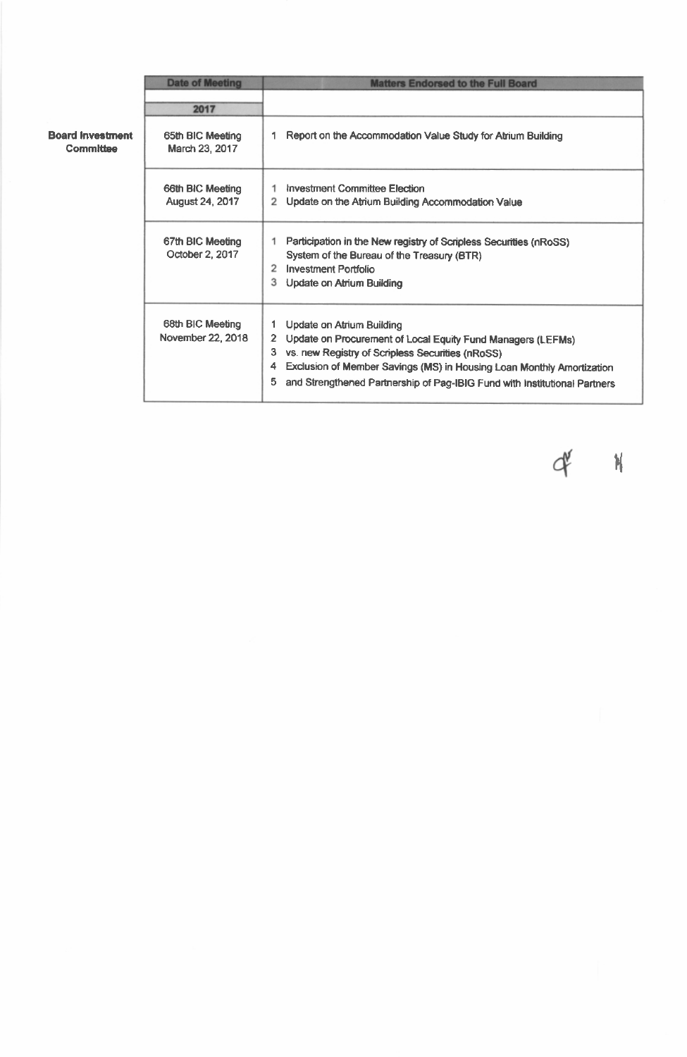**Board Investment Committee**

| Date of Meeting | Matters Endorsed to the Full Board |
|---|---|
| 2017 | |
| 65th BIC Meeting<br>March 23, 2017 | 1 Report on the Accommodation Value Study for Atrium Building |
| 66th BIC Meeting<br>August 24, 2017 | 1 Investment Committee Election<br>2 Update on the Atrium Building Accommodation Value |
| 67th BIC Meeting<br>October 2, 2017 | 1 Participation in the New registry of Scripless Securities (nRoSS) System of the Bureau of the Treasury (BTR)<br>2 Investment Portfolio<br>3 Update on Atrium Building |
| 68th BIC Meeting<br>November 22, 2018 | 1 Update on Atrium Building<br>2 Update on Procurement of Local Equity Fund Managers (LEFMs)<br>3 vs. new Registry of Scripless Securities (nRoSS)<br>4 Exclusion of Member Savings (MS) in Housing Loan Monthly Amortization<br>5 and Strengthened Partnership of Pag-IBIG Fund with Institutional Partners |